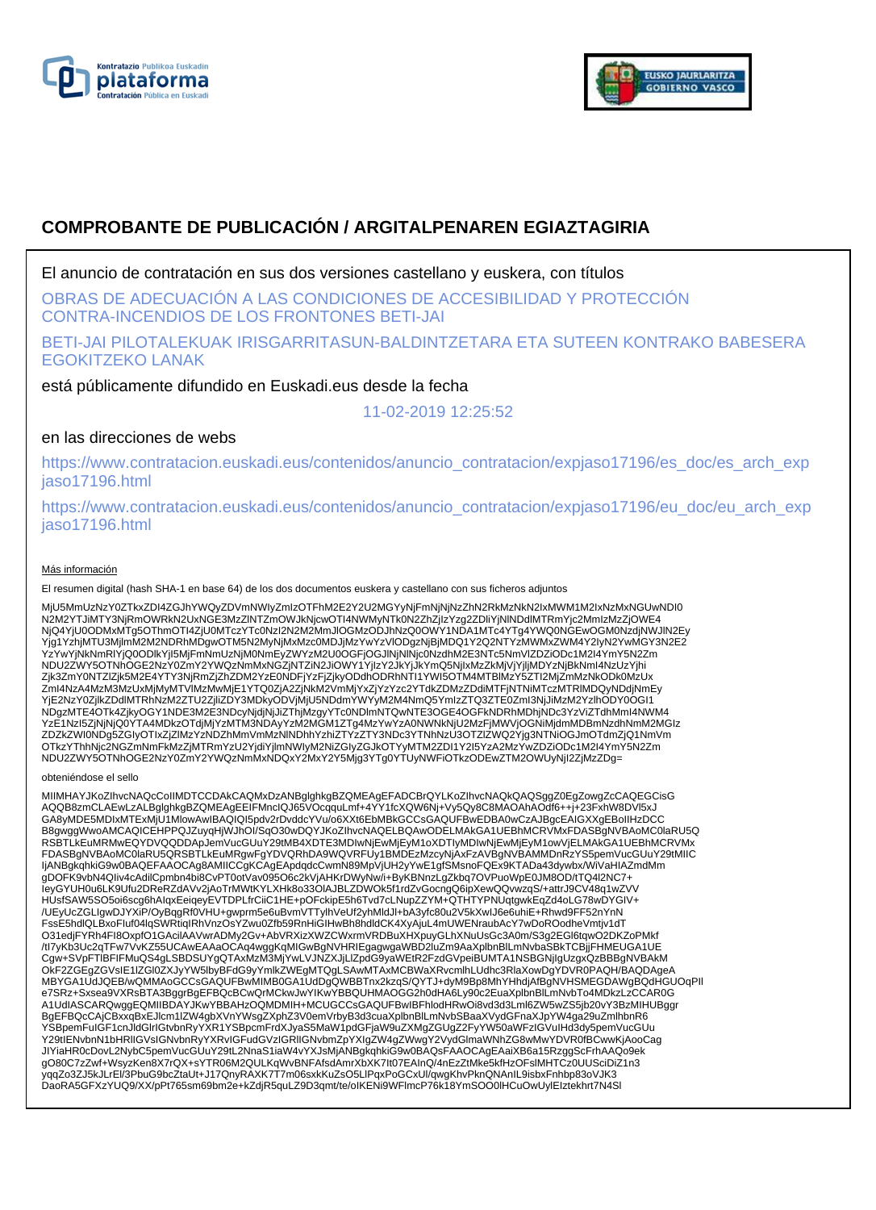# COMPROBANTE DE PUBLICACIÓN / ARGITALPENAREN EGIAZTAGIRIA

El anuncio de contratación en sus dos versiones castellano y euskera, con títulos

OBRAS DE ADECUACIÓN A LAS CONDICIONES DE ACCESIBILIDAD Y PROTECCIÓN CONTRA-INCENDIOS DE LOS FRONTONES BETI-JAI

BETI-JAI PILOTALEKUAK IRISGARRITASUN-BALDINTZETARA ETA SUTEEN KONTRAKO BABESERA EGOKITZEKO LANAK

está públicamente difundido en Euskadi.eus desde la fecha

11-02-2019 12:25:52

en las direcciones de webs

https://www.contratacion.euskadi.eus/contenidos/anuncio_contratacion/expjaso17196/es_doc/es_arch_expjaso17196.html

https://www.contratacion.euskadi.eus/contenidos/anuncio_contratacion/expjaso17196/eu_doc/eu_arch_expjaso17196.html

Más información

El resumen digital (hash SHA-1 en base 64) de los dos documentos euskera y castellano con sus ficheros adjuntos

MjU5MmUzNzY0ZTkxZDI4ZGJhYWQyZDVmNWIyZmIzOTFhM2E2Y2U2MGYyNjFmNjNjNzZhN2RkMzNkN2IxMWM1M2IxNzMxNGUwNDI0
N2M2YTJiMTY3NjRmOWRkN2UxNGE3MzZlNTZmOWJkNjcwOTI4NWMyNTk0N2ZhZjIzYzg2ZDliYjNlNDdlMTRmYjc2MmIzMzZjOWE4
NjQ4YjU0ODMxMTg5OThmOTI4ZjU0MTczYTc0NzI2N2M2MmJlOGMzODJhNzQ0OWY1NDA1MTc4YTg4YWQ0NGEwOGM0NzdjNWJlN2Ey
Ygj1YzhjMTU3MjlmM2M2NDRhMDgwOTM5N2MyNjMxMzc0MDJjMzYwYzVlODgzNjBjMDQ1Y2Q2NTYzMWMxZWM4Y2IyN2YwMGY3N2E2
YzYwYjNkNmRlYjQ0ODlkYjI5MjFmNmUzNjM0NmEyZWYzM2U0OGFjOGJlNjNlNjc0NzdhM2E3NTc5NmVlZDZiODc1M2I4YmY5N2Zm
NDU2ZWY5OTNhOGE2NzY0ZmY2YWQzNmMxNGZjNTZiN2JiOWY1YjIzY2JkYjJkYmQ5NjIxMzZkMjVjYjljMDYzNjBkNmI4NzUzYjhi
Zjk3ZmY0NTZlZjk5M2E4YTY3NjRmZjZhZDM2YzE0NDFjYzFjZjkyODdhODRhNTI1YWI5OTM4MTBlMzY5ZTI2MjZmMzNkODk0MzUx
ZmI4NzA4MzM3MzUxMjMyMTVlMzMwMjE1YTQ0ZjA2ZjNkM2VmMjYxZjYzYzc2YTdkZDMzZDdiMTFjNTNiMTczMTRlMDQyNDdjNmEy
YjE2NzY0ZjlkZDdlMTRhNzM2ZTU2ZjliZDY3MDkyODVjMjU5NDdmYWYyM2M4NmQ5YmIzZTQ3ZTE0ZmI3NjJiMzM2YzlhODY0OGI1
NDgzMTE4OTk4ZjkyOGY1NDE3M2E3NDcyNjdjNjJiZThjMzgyYTc0NDlmNTQwNTE3OGE4OGFkNDRhMDhjNDc3YzViZTdhMmI4NWM4
YzE1NzI5ZjNjNjQ0YTA4MDkzOTdjMjYzMTM3NDAyYzM2MGM1ZTg4MzYwYzA0NWNkNjU2MzFjMWVjOGNiMjdmMDBmNzdhNmM2MGIz
ZDZkZWI0NDg5ZGIyOTIxZjZlMzYzNDZhMmVmMzNlNDhhYzhiZTYzZTY3NDc3YTNhNzU3OTZlZWQ2Yjg3NTNiOGJmOTdmZjQ1NmVm
OTkzYThhNjc2NGZmNmFkMzZjMTRmYzU2YjdiYjlmNWIyM2NiZGIyZGJkOTYyMTM2ZDI1Y2I5YzA2MzYwZDZiODc1M2I4YmY5N2Zm
NDU2ZWY5OTNhOGE2NzY0ZmY2YWQzNmMxNDQxY2MxY2Y5Mjg3YTg0YTUyNWFiOTkzODEwZTM2OWUyNjI2ZjMzZDg=

obteniéndose el sello

MIIMHAYJKoZIhvcNAQcCoIIMDTCCDAkCAQMxDzANBglghkgBZQMEAgEFADCBrQYLKoZIhvcNAQkQAQSggZ0EgZowgZcCAQEGCisG
AQQB8zmCLAEwLzALBglghkgBZQMEAgEEIFMnclQJ65VOcqquLmf+4YY1fcXQW6Nj+Vy5Qy8C8MAOAhAOdf6++j+23FxhW8DVl5xJ
GA8yMDE5MDIxMTExMjU1MlowAwIBAQIQI5pdv2rDvddcYVu/o6XXt6EbMBkGCCsGAQUFBwEDBA0wCzAJBgcEAIGXXgEBoIIHzDCC
B8gwggWwoAMCAQICEHPPQJZuyqHjWJhOI/SqO30wDQYJKoZIhvcNAQELBQAwODELMAkGA1UEBhMCRVMxFDASBgNVBAoMC0laRU5Q
RSBTLkEuMRMwEQYDVQQDDApJemVucGUuY29tMB4XDTE3MDIwNjEwMjEyM1oXDTIyMDIwNjEwMjEyM1owVjELMAkGA1UEBhMCRVMx
FDASBgNVBAoMC0laRU5QRSBTLkEuMRgwFgYDVQRhDA9WQVRFUy1BMDEzMzcyNjAxFzAVBgNVBAMMDnRzYS5pemVucGUuY29tMIIC
IjANBgkqhkiG9w0BAQEFAAOCAg8AMIICCgKCAgEApdqdcCwmN89MpVjUH2yYwE1gfSMsnoFQEx9KTADa43dywbx/WiVaHIAZmdMm
gDOFK9vbN4QIiv4cAdilCpmbn4bi8CvPT0otVav095O6c2kVjAHKrDWyNw/i+ByKBNnzLgZkbq7OVPuoWpE0JM8OD/tTQ4l2NC7+
IeyGYUH0u6LK9Ufu2DReRZdAVv2jAoTrMWtKYLXHk8o33OlAJBLZDWOk5f1rdZvGocngQ6ipXewQQvwzqS/+attrJ9CV48q1wZVV
HUsfSAW5SO5oi6scg6hAIqxEeiqeyEVTDPLfrCiiC1HE+pOFckipE5h6Tvd7cLNupZZYM+QTHTYPNUqtgwkEqZd4oLG78wDYGIV+
/UEyUcZGLIgwDJYXiP/OyBqgRf0VHU+gwprm5e6uBvmVTTylhVeUf2yhMldJI+bA3yfc80u2V5kXwlJ6e6uhiE+Rhwd9FF52nYnN
FssE5hdlQLBxoFluf04lqSWRtiqIRhVnzOsYZwu0Zfb59RnHiGIHwBh8hdldCK4XyAjuL4mUWENraubAcY7wDoROodheVmtjv1dT
O31edjFYRh4Fl8OxpfO1GAcilAAVwrADMy2Gv+AbVRXizXWZCWxrmVRDBuXHXpuyGLhXNuUsGc3A0m/S3g2EGl6tqwO2DKZoPMkf
/tI7yKb3Uc2qTFw7VvKZ55UCAwEAAaOCAq4wggKqMIGwBgNVHRIEgagwgaWBD2luZm9AaXplbnBlLmNvbaSBkTCBjjFHMEUGA1UE
Cgw+SVpFTlBFIFMuQS4gLSBDSUYgQTAxMzM3MjYwLVJNZXJjLlZpdG9yaWEtR2FzdGVpeiBUMTA1NSBGNjIgUzgxQzBBBgNVBAkM
OkF2ZGEgZGVsIE1lZGl0ZXJyYW5lbyBFdG9yYmlkZWEgMTQgLSAwMTAxMCBWaXRvcmlhLUdhc3RlaXowDgYDVR0PAQH/BAQDAgeA
MBYGA1UdJQEB/wQMMAoGCCsGAQUFBwMIMB0GA1UdDgQWBBTnx2kzqS/QYTJ+dyM9Bp8MhYHhdjAfBgNVHSMEGDAWgBQdHGUOqPIl
e7SRz+Sxsea9VXRsBTA3BggrBgEFBQcBCwQrMCkwJwYIKwYBBQUHMAOGG2h0dHA6Ly90c2EuaXplbnBlLmNvbTo4MDkzLzCCAR0G
A1UdIASCARQwggEQMIIBDAYJKwYBBAHzOQMDMIH+MCUGCCsGAQUFBwIBFhlodHRwOi8vd3d3Lml6ZW5wZS5jb20vY3BzMIHUBggr
BgEFBQcCAjCBxxqBxEJlcm1lZW4gbXVnYWsgZXphZ3V0emVrbyB3d3cuaXplbnBlLmNvbSBaaXVydGFnaXJpYW4ga29uZmlhbnR6
YSBpemFuIGF1cnJldGlrIGtvbnRyYXR1YSBpcmFrdXJyaS5MaW1pdGFjaW9uZXMgZGUgZ2FyYW50aWFzIGVuIHd3dy5pemVucGUu
Y29tIENvbnN1bHRlIGVsIGNvbnRyYXRvIGFudGVzIGRlIGNvbmZpYXIgZW4gZWwgY2VydGlmaWNhZG8wMwYDVR0fBCwwKjAooCag
JIYiaHR0cDovL2NybC5pemVucGUuY29tL2NnaS1iaW4vYXJsMjANBgkqhkiG9w0BAQsFAAOCAgEAaiXB6a15RzggScFrhAAQo9ek
gO80C7zZwf+WsyzKen8X7rQX+sYTR06M2QULKqWvBNFAfsdAmrXbXK7It07EAInQ/4nEzZtMke5kfHzOFsIMHTCz0UUSciDiZ1n3
yqqZo3ZJ5kJLrEl/3PbuG9bcZtaUt+J17QnyRAXK7T7m06sxkKuZsO5LlPqxPoGCxUl/qwgKhvPknQNAnIL9isbxFnhbp83oVJK3
DaoRA5GFXzYUQ9/XX/pPt765sm69bm2e+kZdjR5quLZ9D3qmt/te/oIKENi9WFlmcP76k18YmSOO0lHCuOwUylElztekhrt7N4Sl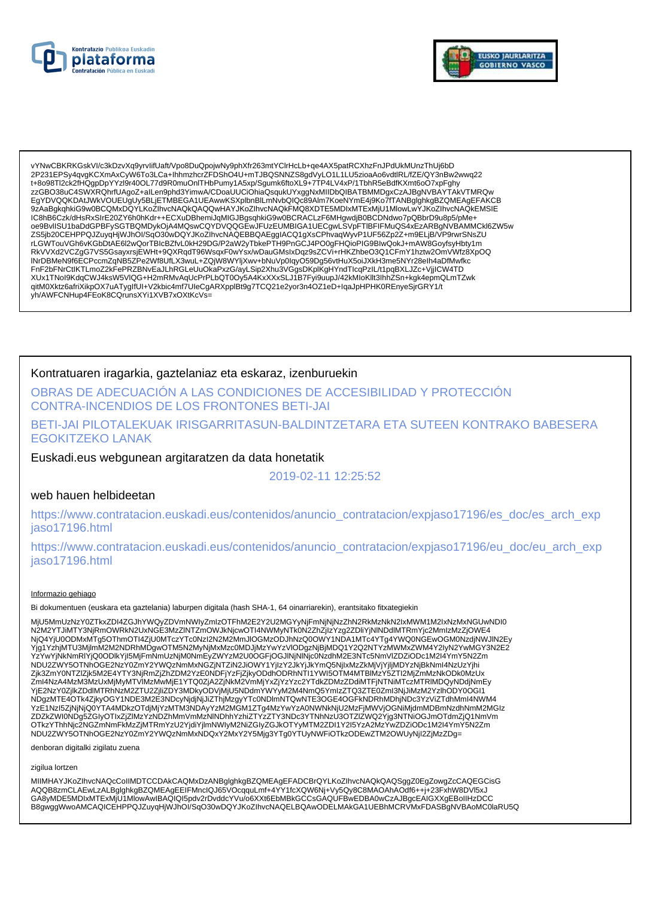vYNwCBKRKGskVl/c3kDzvXq9yrvIifUaft/Vpo8DuQpojwNy9phXfr263mtYClrHcLb+qe4AX5patRCXhzFnJPdUkMUnzThUj6bD
2P231EPSy4qvgKCXmAxCyW6To3LCa+IhhmzhcrZFDShO4U+mTJBQSNNZS8gdVyLO1L1LU5zioaAo6vdtlRL/fZE/QY3nBw2wwq22
t+8o98Tl2ck2fHQgpDpYYzl9r40OL77d9R0muOnlTHbPumy1A5xp/Sgumk6ftoXL9+7TP4LV4xP/1TbhR5eBdfKXmt6oO7xpFghy
zzGBO38uC4SWXRQhrfUAgoZ+aILen9phd3YimwA/CDoaUUCiOhiaQsqukUYxggNxMIIDbQIBATBMMDgxCzAJBgNVBAYTAkVTMRQw
EgYDVQQKDAtJWkVOUEUgUy5BLjETMBEGA1UEAwwKSXplbnBlLmNvbQIQc89Alm7KoeNYmE4j9Ko7fTANBglghkgBZQMEAgEFAKCB
9zAaBgkqhkiG9w0BCQMxDQYLKoZIhvcNAQkQAQQwHAYJKoZIhvcNAQkFMQ8XDTE5MDIxMTExMjU1MlowLwYJKoZIhvcNAQkEMSIE
IC8hB6Czk/dHsRxSIrE20ZY6h0hKdr++ECXuDBhemiJqMIGJBgsqhkiG9w0BCRACLzF6MHgwdjB0BCDNdwo7pQBbrD9u8p5/pMe+
oe9BvlISU1baDdGPBFySGTBQMDykOjA4MQswCQYDVQQGEwJFUzEUMBIGA1UECgwLSVpFTlBFIFMuQS4xEzARBgNVBAMMCkl6ZW5w
ZS5jb20CEHPPQJZuyqHjWJhOl/SqO30wDQYJKoZIhvcNAQEBBQAEggIACQ1gXsCPhvaqWyvP1UF56Zp2Z+m9ELjB/VP9rwrSNsZU
rLGWTouVGh6vKGbDtAE6l2wQorTBlcBZfvL0kH29DG/P2aW2yTbkePTH9PnGCJ4PO0gFHQioPIG9BlwQokJ+mAW8GoyfsyHbty1m
RkVVXd2VCZgG7VS5GsayxrsjEWHt+9QXRqdT96WsqxF0wYsx/wDauGMslxDqz9sZCVi+rHKZhbeO3Q1CFmY1hztw2OmVWfz8XpOQ
lNrDBMeN9f6ECPccmZqNB5ZPe2Wf8UfLX3wuL+ZQjW8WYljXwv+bNuVp0lqyO59Dg56vtHuX5oiJXkH3me5NYr28elh4aDfMwfkc
FnF2bFNrCtlKTLmoZ2kFePRZBNvEaJLhRGLeUuOkaPxzG/ayLSip2Xhu3VGgsDKplKgHYndTlcqPzIL/t1pqBXLJZc+VjjICW4TD
XUx1TNoI9KdqCWJ4ksW5VlQG+H2mRMvAqUcPrPLbQT0Oy5A4KxXXxSLJ1B7Fyi9uupJ/42kMIoKllt3IhhZSn+kgk4epmQLmTZwk
qitM0Xktz6afriXikpOX7uATygIfUI+V2kbic4mf7UIeCgARXpplBt9g7TCQ21e2yor3n4OZ1eD+IqaJpHPHK0REnyeSjrGRY1/t
yh/AWFCNHup4FEoK8CQrunsXYi1XVB7xOXtKcVs=

Kontratuaren iragarkia, gaztelaniaz eta eskaraz, izenburuekin

OBRAS DE ADECUACIÓN A LAS CONDICIONES DE ACCESIBILIDAD Y PROTECCIÓN CONTRA-INCENDIOS DE LOS FRONTONES BETI-JAI

BETI-JAI PILOTALEKUAK IRISGARRITASUN-BALDINTZETARA ETA SUTEEN KONTRAKO BABESERA EGOKITZEKO LANAK

Euskadi.eus webgunean argitaratzen da data honetatik

2019-02-11 12:25:52

web hauen helbideetan

https://www.contratacion.euskadi.eus/contenidos/anuncio_contratacion/expjaso17196/es_doc/es_arch_expjaso17196.html

https://www.contratacion.euskadi.eus/contenidos/anuncio_contratacion/expjaso17196/eu_doc/eu_arch_expjaso17196.html

Informazio gehiago

Bi dokumentuen (euskara eta gaztelania) laburpen digitala (hash SHA-1, 64 oinarriarekin), erantsitako fitxategiekin

MjU5MmUzNzY0ZTkxZDI4ZGJhYWQyZDVmNWIyZmIzOTFhM2E2Y2U2MGYyNjFmNjNjNzZhN2RkMzNkN2IxMWM1M2IxNzMxNGUwNDI0
N2M2YTJiMTY3NjRmOWRkN2UxNGE3MzZlNTZmOWJkNjcwOTI4NWMyNTk0N2ZhZjIzYzg2ZDliYjNlNDdlMTRmYjc2MmIzMzZjOWE4
NjQ4YjU0ODMxMTg5OThmOTI4ZjU0MTczYTc0NzI2N2M2MmJlOGMzODJhNzQ0OWY1NDA1MTc4YTg4YWQ0NGEwOGM0NzdjNWJlN2Ey
Yjg1YzhjMTU3MjlmM2M2NDRhMDgwOTM5N2MyNjMxMzc0MDJjMzYwYzVlODgzNjBjMDQ1Y2Q2NTYzMWMxZWM4Y2IyN2YwMGY3N2E2
YzYwYjNkNmRlYjQ0ODlkYjI5MjFmNmUzNjM0NmEyZWYzM2U0OGFjOGJlNjNlNjc0NzdhM2E3NTc5NmVlZDZiODc1M2I4YmY5N2Zm
NDU2ZWY5OTNhOGE2NzY0ZmY2YWQzNmMxNGZjNTZiN2JiOWY1YjIzY2JkYjJkYmQ5NjIxMzZkMjVjYjljMDYzNjBkNmI4NzUzYjhi
Zjk3ZmY0NTZlZjk5M2E4YTY3NjRmZjZhZDM2YzE0NDFjYzFjZjkyODdhODRhNTI1YWI5OTM4MTBlMzY5ZTI2MjZmMzNkODk0MzUx
ZmI4NzA4MzM3MzUxMjMyMTVlMzMwMjE1YTQ0ZjA2ZjNkM2VmMjYxZjYzYzc2YTdkZDMzZDdiMTFjNTNiMTczMTRlMDQyNDdjNmEy
YjE2NzY0ZjlkZDdlMTRhNzM2ZTU2ZjliZDY3MDkyODVjMjU5NDdmYWYyM2M4NmQ5YmIzZTQ3ZTE0ZmI3NjJiMzM2YzlhODY0OGI1
NDgzMTE4OTk4ZjkyOGY1NDE3M2E3NDcyNjdjNjJiZThjMzgyYTc0NDlmNTQwNTE3OGE4OGFkNDRhMDhjNDc3YzViZTdhMmI4NWM4
YzE1NzI5ZjNjNjQ0YTA4MDkzOTdjMjYzMTM3NDAyYzM2MGM1ZTg4MzYwYzA0NWNkNjU2MzFjMWVjOGNiMjdmMDBmNzdhNmM2MGIz
ZDZkZWI0NDg5ZGIyOTIxZjZlMzYzNDZhMmVmMzNlNDhhYzhiZTYzZTY3NDc3YTNhNzU3OTZlZWQ2Yjg3NTNiOGJmOTdmZjQ1NmVm
OTkzYThhNjc2NGZmNmFkMzZjMTRmYzU2YjdiYjlmNWIyM2NiZGIyZGJkOTYyMTM2ZDI1Y2I5YzA2MzYwZDZiODc1M2I4YmY5N2Zm
NDU2ZWY5OTNhOGE2NzY0ZmY2YWQzNmMxNDQxY2MxY2Y5Mjg3YTg0YTUyNWFiOTkzODEwZTM2OWUyNjI2ZjMzZDg=

denboran digitalki zigilatu zuena

zigilua lortzen

MIIMHAYJKoZIhvcNAQcCoIIMDTCCDAkCAQMxDzANBglghkgBZQMEAgEFADCBrQYLKoZIhvcNAQkQAQSggZ0EgZowgZcCAQEGCisG
AQQB8zmCLAEwLzALBglghkgBZQMEAgEEIFMncIQJ65VOcqquLmf+4YY1fcXQW6Nj+Vy5Qy8C8MAOAhAOdf6++j+23FxhW8DVl5xJ
GA8yMDE5MDIxMTExMjU1MlowAwIBAQIQI5pdv2rDvddcYVu/o6XXt6EbMBkGCCsGAQUFBwEDBA0wCzAJBgcEAIGXXgEBollHzDCC
B8gwggWwoAMCAQICEHPPQJZuyqHjWJhOl/SqO30wDQYJKoZIhvcNAQELBQAwODELMAkGA1UEBhMCRVMxFDASBgNVBAoMC0laRU5Q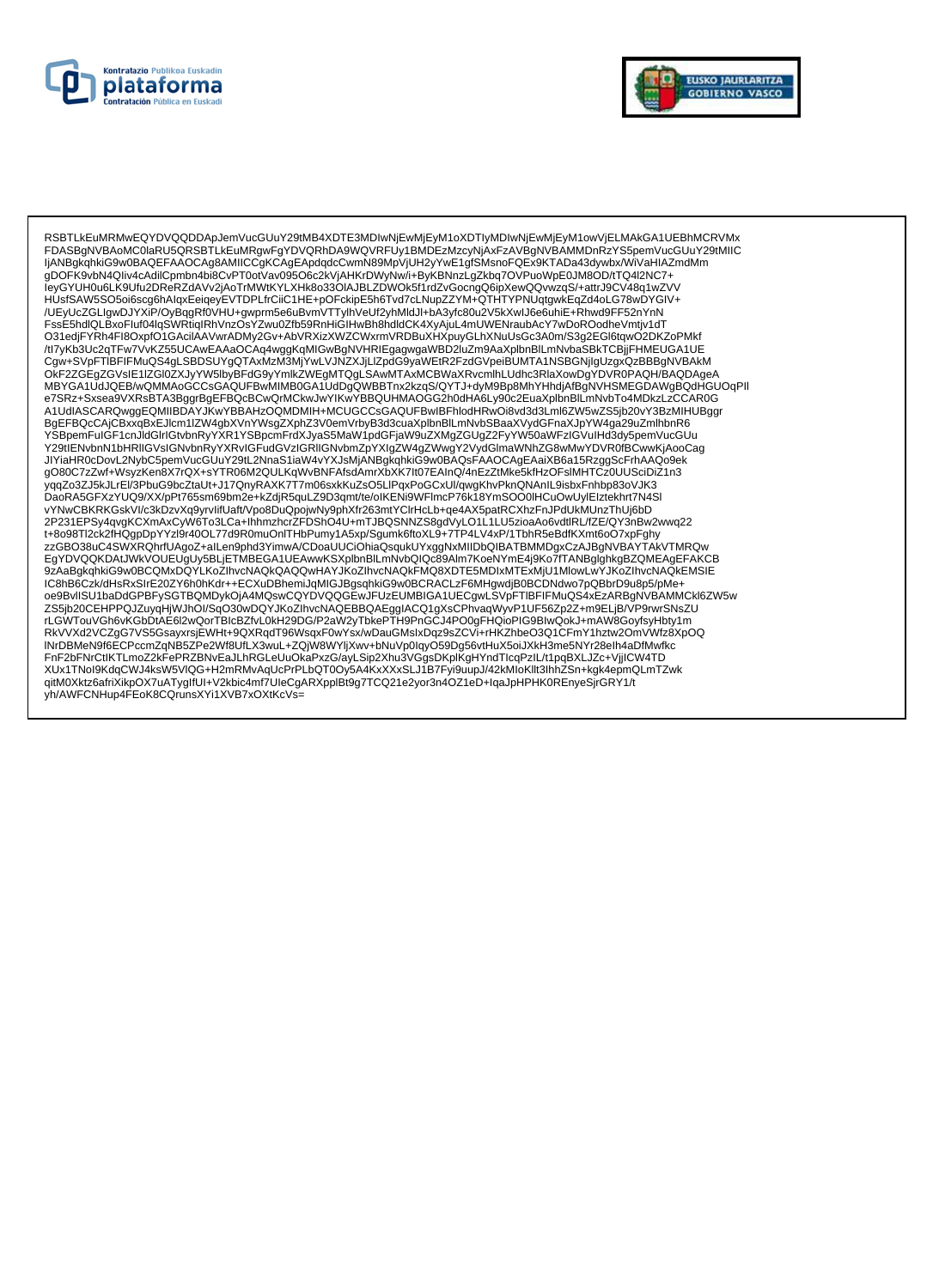RSBTLkEuMRMwEQYDVQQDDApJemVucGUuY29tMB4XDTE3MDIwNjEwMjEyM1oXDTIyMDIwNjEwMjEyM1owVjELMAkGA1UEBhMCRVMx
FDASBgNVBAoMC0laRU5QRSBTLkEuMRgwFgYDVQRhDA9WQVRFUy1BMDEzMzcyNjAxFzAVBgNVBAMMDnRzYS5pemVucGUuY29tMIIC
IjANBgkqhkiG9w0BAQEFAAOCAg8AMIICCgKCAgEApdqdcCwmN89MpVjUH2yYwE1gfSMsnoFQEx9KTADa43dywbx/WiVaHIAZmdMm
gDOFK9vbN4QIiv4cAdilCpmbn4bi8CvPT0otVav095O6c2kVjAHKrDWyNw/i+ByKBNnzLgZkbq7OVPuoWpE0JM8OD/tTQ4l2NC7+
IeyGYUH0u6LK9Ufu2DReRZdAVv2jAoTrMWtKYLXHk8o33OlAJBLZDWOk5f1rdZvGocngQ6ipXewQQvwzqS/+attrJ9CV48q1wZVV
HUsfSAW5SO5oi6scg6hAlqxEeiqeyEVTDPLfrCiiC1HE+pOFckipE5h6Tvd7cLNupZZYM+QTHTYPNUqtgwkEqZd4oLG78wDYGiV+
/UEyUcZGLIgwDJYXiP/OyBqgRf0VHU+gwprm5e6uBvmVTTylhVeUf2yhMldJl+bA3yfc80u2V5kXwIJ6e6uhiE+Rhwd9FF52nYnN
FssE5hdlQLBxoFluf04lqSWRtiqIRhVnzOsYZwu0Zfb59RnHiGIHwBh8hdldCK4XyAjuL4mUWENraubAcY7wDoROodheVmtjv1dT
O31edjFYRh4FI8OxpfO1GAcilAAVwrADMy2Gv+AbVRXizXWZCWxrmVRDBuXHXpuyGLhXNuUsGc3A0m/S3g2EGl6tqwO2DKZoPMkf
/tI7yKb3Uc2qTFw7VvKZ55UCAwEAAaOCAq4wggKqMIGwBgNVHRIEgagwgaWBD2luZm9AaXplbnBlLmNvbaSBkTCBjjFHMEUGA1UE
Cgw+SVpFTlBFIFMuQS4gLSBDSUYgQTAxMzM3MjYwLVJNZXJjLlZpdG9yaWEtR2FzdGVpeiBUMTA1NSBGNjIgUzgxQzBBBgNVBAkM
OkF2ZGEgZGVsIE1lZGl0ZXJyYW5lbyBFdG9yYmlkZWEgMTQgLSAwMTAxMCBWaXRvcmlhLUdhc3RlaXowDgYDVR0PAQH/BAQDAgeA
MBYGA1UdJQEB/wQMMAoGCCsGAQUFBwMIMB0GA1UdDgQWBBTnx2kzqS/QYTJ+dyM9Bp8MhYHhdjAfBgNVHSMEGDAWgBQdHGUOqPIl
e7SRz+Sxsea9VXRsBTA3BggrBgEFBQcBCwQrMCkwJwYIKwYBBQUHMAOGG2h0dHA6Ly90c2EuaXplbnBlLmNvbTo4MDkzLzCCAR0G
A1UdIASCARQwggEQMIIBDAYJKwYBBAHzOQMDMIH+MCUGCCsGAQUFBwIBFhlodHRwOi8vd3d3Lml6ZW5wZS5jb20vY3BzMIHUBggr
BgEFBQcCAjCBxxqBxEJlcm1lZW4gbXVnYWsgZXphZ3V0emVrbyB3d3cuaXplbnBlLmNvbSBaaXVydGFnaXJpYW4ga29uZmlhbnR6
YSBpemFuIGF1cnJldGlrIGtvbnRyYXR1YSBpcmFrdXJyaS5MaW1pdGFjaW9uZXMgZGUgZ2FyYW50aWFzIGVuIHd3dy5pemVucGUu
Y29tIENvbnN1bHRlIGVsIGNvbnRyYXRvIGFudGVzIGRlIGNvbmZpYXIgZW4gZWwgY2VydGlmaWNhZG8wMwYDVR0fBCwwKjAooCag
JIYiaHR0cDovL2NybC5pemVucGUuY29tL2NnaS1iaW4vYXJsMjANBgkqhkiG9w0BAQsFAAOCAgEAaiXB6a15RzggScFrhAAQo9ek
gO80C7zZwf+WsyzKen8X7rQX+sYTR06M2QULKqWvBNFAfsdAmrXbXK7lt07EAInQ/4nEzZtMke5kfHzOFslMHTCz0UUSciDiZ1n3
yqqZo3ZJ5kJLrEl/3PbuG9bcZtaUt+J17QnyRAXK7T7m06sxkKuZsO5LlPqxPoGCxUl/qwgKhvPknQNAnIL9isbxFnhbp83oVJK3
DaoRA5GFXzYUQ9/XX/pPt765sm69bm2e+kZdjR5quLZ9D3qmt/te/oIKENi9WFlmcP76k18YmSOO0lHCuOwUylEIztekhrt7N4Sl
vYNwCBKRKGskVl/c3kDzvXq9yrvlifUaft/Vpo8DuQpojwNy9phXfr263mtYClrHcLb+qe4AX5patRCXhzFnJPdUkMUnzThUj6bD
2P231EPSy4qvgKCXmAxCyW6To3LCa+IhhmzhcrZFDShO4U+mTJBQSNNZS8gdVyLO1L1LU5zioaAo6vdtlRL/fZE/QY3nBw2wwq22
t+8o98Tl2ck2fHQgpDpYYzl9r40OL77d9R0muOnlTHbPumy1A5xp/Sgumk6ftoXL9+7TP4LV4xP/1TbhR5eBdfKXmt6oO7xpFghy
zzGBO38uC4SWXRQhrfUAgoZ+alLen9phd3YimwA/CDoaUUCiOhiaQsqukUYxggNxMIIDbQIBATBMMDgxCzAJBgNVBAYTAkVTMRQw
EgYDVQQKDAtJWkVOUEUgUy5BLjETMBEGA1UEAwwKSXplbnBlLmNvbQIQc89Alm7KoeNYmE4j9Ko7fTANBglghkgBZQMEAgEFAKCB
9zAaBgkqhkiG9w0BCQMxDQYLKoZIhvcNAQkQAQQwHAYJKoZIhvcNAQkFMQ8XDTE5MDIxMTExMjU1MlowLwYJKoZIhvcNAQkEMSIE
IC8hB6Czk/dHsRxSlrE20ZY6h0hKdr++ECXuDBhemiJqMIGJBgsqhkiG9w0BCRACLzF6MHgwdjB0BCDNdwo7pQBbrD9u8p5/pMe+
oe9BvlISU1baDdGPBFySGTBQMDykOjA4MQswCQYDVQQGEwJFUzEUMBIGA1UECgwLSVpFTlBFIFMuQS4xEzARBgNVBAMMCkl6ZW5w
ZS5jb20CEHPPQJZuyqHjWJhOI/SqO30wDQYJKoZIhvcNAQEBBQAEggIACQ1gXsCPhvaqWyvP1UF56Zp2Z+m9ELjB/VP9rwrSNsZU
rLGWTouVGh6vKGbDtAE6l2wQorTBlcBZfvL0kH29DG/P2aW2yTbkePTH9PnGCJ4PO0gFHQioPIG9BIwQokJ+mAW8GoyfsyHbty1m
RkVVXd2VCZgG7VS5GsayxrsjEWHt+9QXRqdT96WsqxF0wYsx/wDauGMslxDqz9sZCVi+rHKZhbeO3Q1CFmY1hztw2OmVWfz8XpOQ
lNrDBMeN9f6ECPccmZqNB5ZPe2Wf8UfLX3wuL+ZQjW8WYljXwv+bNuVp0lqyO59Dg56vtHuX5oiJXkH3me5NYr28eIh4aDfMwfkc
FnF2bFNrCtIKTLmoZ2kFePRZBNvEaJLhRGLeUuOkaPxzG/ayLSip2Xhu3VGgsDKplKgHYndTlcqPzlL/t1pqBXLJZc+VjjICW4TD
XUx1TNoI9KdqCWJ4ksW5VlQG+H2mRMvAqUcPrPLbQT0Oy5A4KxXXxSLJ1B7Fyi9uupJ/42kMIoKllt3IhhZSn+kgk4epmQLmTZwk
qitM0Xktz6afriXikpOX7uATyglfUI+V2kbic4mf7UleCgARXpplBt9g7TCQ21e2yor3n4OZ1eD+lqaJpHPHK0REnyeSjrGRY1/t
yh/AWFCNHup4FEoK8CQrunsXYi1XVB7xOXtKcVs=